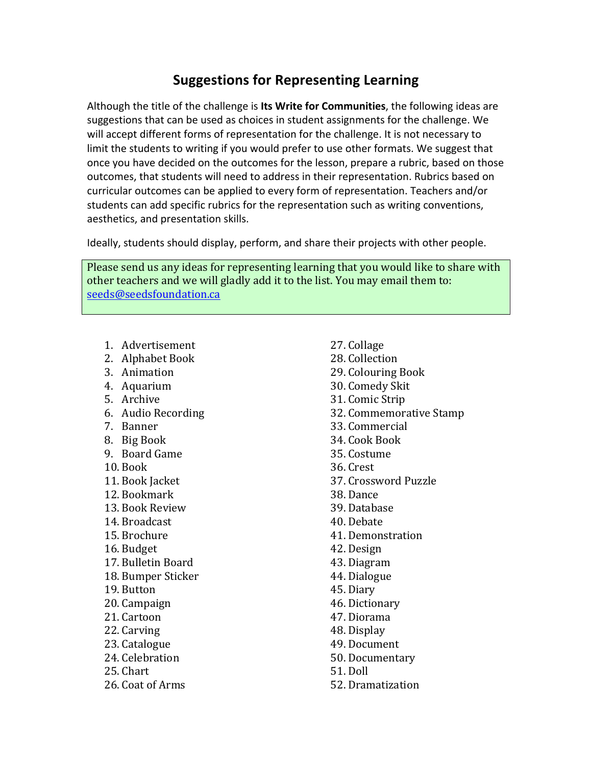# Suggestions for Representing Learning

Although the title of the challenge is **Its Write for Communities**, the following ideas are suggestions that can be used as choices in student assignments for the challenge. We will accept different forms of representation for the challenge. It is not necessary to limit the students to writing if you would prefer to use other formats. We suggest that once you have decided on the outcomes for the lesson, prepare a rubric, based on those outcomes, that students will need to address in their representation. Rubrics based on curricular outcomes can be applied to every form of representation. Teachers and/or students can add specific rubrics for the representation such as writing conventions, aesthetics, and presentation skills.

Ideally, students should display, perform, and share their projects with other people.

Please send us any ideas for representing learning that you would like to share with other teachers and we will gladly add it to the list. You may email them to: seeds@seedsfoundation.ca

1. Advertisement
2. Alphabet Book
3. Animation
4. Aquarium
5. Archive
6. Audio Recording
7. Banner
8. Big Book
9. Board Game
10. Book
11. Book Jacket
12. Bookmark
13. Book Review
14. Broadcast
15. Brochure
16. Budget
17. Bulletin Board
18. Bumper Sticker
19. Button
20. Campaign
21. Cartoon
22. Carving
23. Catalogue
24. Celebration
25. Chart
26. Coat of Arms
27. Collage
28. Collection
29. Colouring Book
30. Comedy Skit
31. Comic Strip
32. Commemorative Stamp
33. Commercial
34. Cook Book
35. Costume
36. Crest
37. Crossword Puzzle
38. Dance
39. Database
40. Debate
41. Demonstration
42. Design
43. Diagram
44. Dialogue
45. Diary
46. Dictionary
47. Diorama
48. Display
49. Document
50. Documentary
51. Doll
52. Dramatization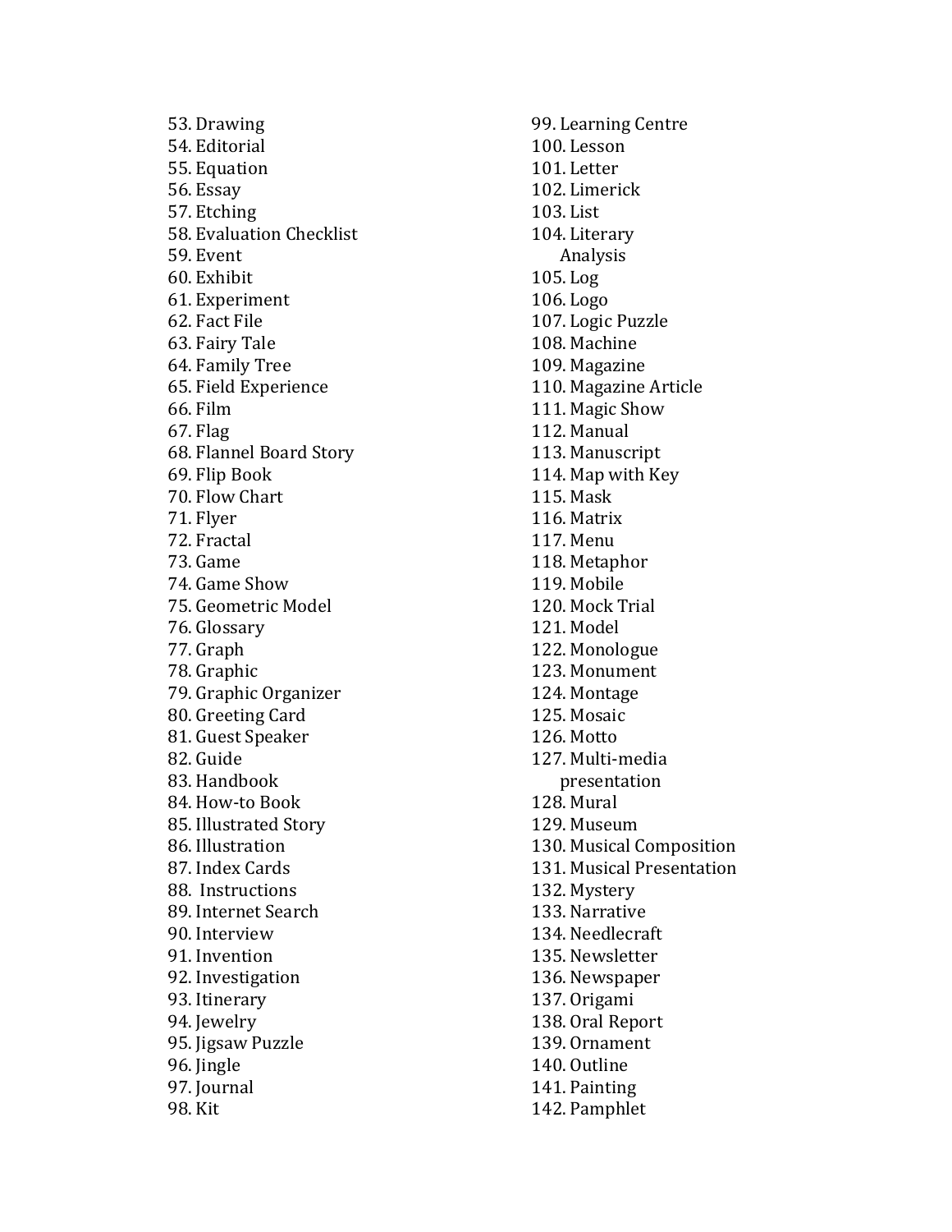53. Drawing
54. Editorial
55. Equation
56. Essay
57. Etching
58. Evaluation Checklist
59. Event
60. Exhibit
61. Experiment
62. Fact File
63. Fairy Tale
64. Family Tree
65. Field Experience
66. Film
67. Flag
68. Flannel Board Story
69. Flip Book
70. Flow Chart
71. Flyer
72. Fractal
73. Game
74. Game Show
75. Geometric Model
76. Glossary
77. Graph
78. Graphic
79. Graphic Organizer
80. Greeting Card
81. Guest Speaker
82. Guide
83. Handbook
84. How-to Book
85. Illustrated Story
86. Illustration
87. Index Cards
88. Instructions
89. Internet Search
90. Interview
91. Invention
92. Investigation
93. Itinerary
94. Jewelry
95. Jigsaw Puzzle
96. Jingle
97. Journal
98. Kit
99. Learning Centre
100. Lesson
101. Letter
102. Limerick
103. List
104. Literary Analysis
105. Log
106. Logo
107. Logic Puzzle
108. Machine
109. Magazine
110. Magazine Article
111. Magic Show
112. Manual
113. Manuscript
114. Map with Key
115. Mask
116. Matrix
117. Menu
118. Metaphor
119. Mobile
120. Mock Trial
121. Model
122. Monologue
123. Monument
124. Montage
125. Mosaic
126. Motto
127. Multi-media presentation
128. Mural
129. Museum
130. Musical Composition
131. Musical Presentation
132. Mystery
133. Narrative
134. Needlecraft
135. Newsletter
136. Newspaper
137. Origami
138. Oral Report
139. Ornament
140. Outline
141. Painting
142. Pamphlet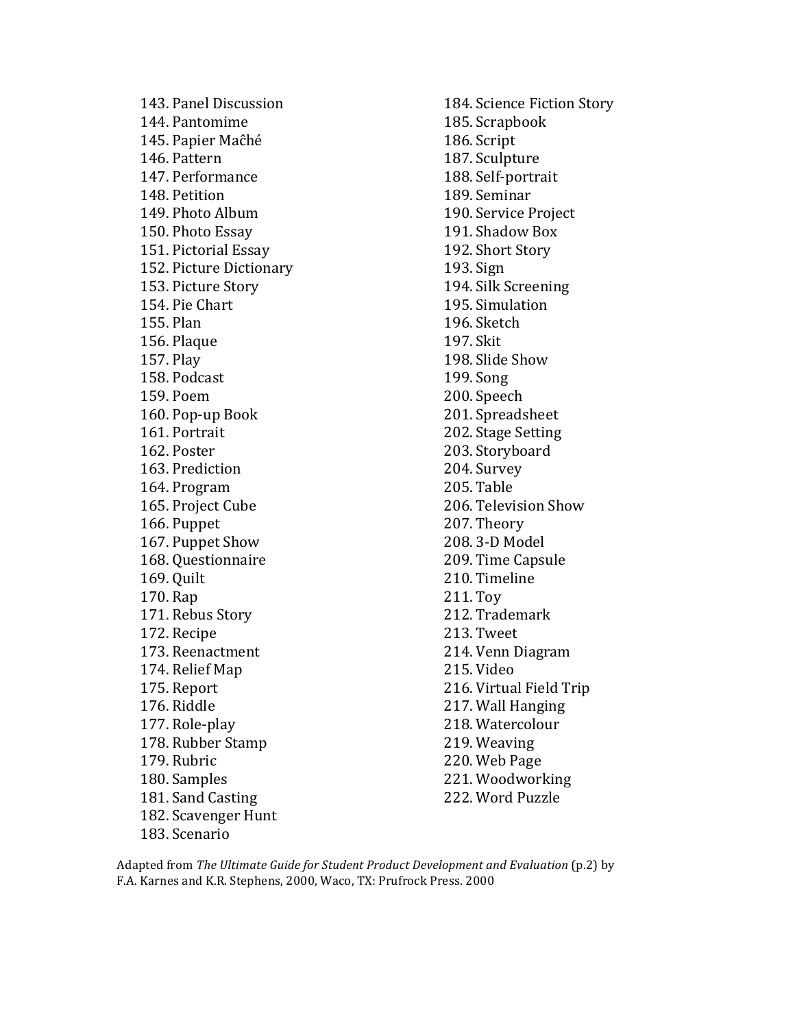143. Panel Discussion
144. Pantomime
145. Papier Maĉhé
146. Pattern
147. Performance
148. Petition
149. Photo Album
150. Photo Essay
151. Pictorial Essay
152. Picture Dictionary
153. Picture Story
154. Pie Chart
155. Plan
156. Plaque
157. Play
158. Podcast
159. Poem
160. Pop-up Book
161. Portrait
162. Poster
163. Prediction
164. Program
165. Project Cube
166. Puppet
167. Puppet Show
168. Questionnaire
169. Quilt
170. Rap
171. Rebus Story
172. Recipe
173. Reenactment
174. Relief Map
175. Report
176. Riddle
177. Role-play
178. Rubber Stamp
179. Rubric
180. Samples
181. Sand Casting
182. Scavenger Hunt
183. Scenario
184. Science Fiction Story
185. Scrapbook
186. Script
187. Sculpture
188. Self-portrait
189. Seminar
190. Service Project
191. Shadow Box
192. Short Story
193. Sign
194. Silk Screening
195. Simulation
196. Sketch
197. Skit
198. Slide Show
199. Song
200. Speech
201. Spreadsheet
202. Stage Setting
203. Storyboard
204. Survey
205. Table
206. Television Show
207. Theory
208. 3-D Model
209. Time Capsule
210. Timeline
211. Toy
212. Trademark
213. Tweet
214. Venn Diagram
215. Video
216. Virtual Field Trip
217. Wall Hanging
218. Watercolour
219. Weaving
220. Web Page
221. Woodworking
222. Word Puzzle

Adapted from *The Ultimate Guide for Student Product Development and Evaluation* (p.2) by F.A. Karnes and K.R. Stephens, 2000, Waco, TX: Prufrock Press. 2000